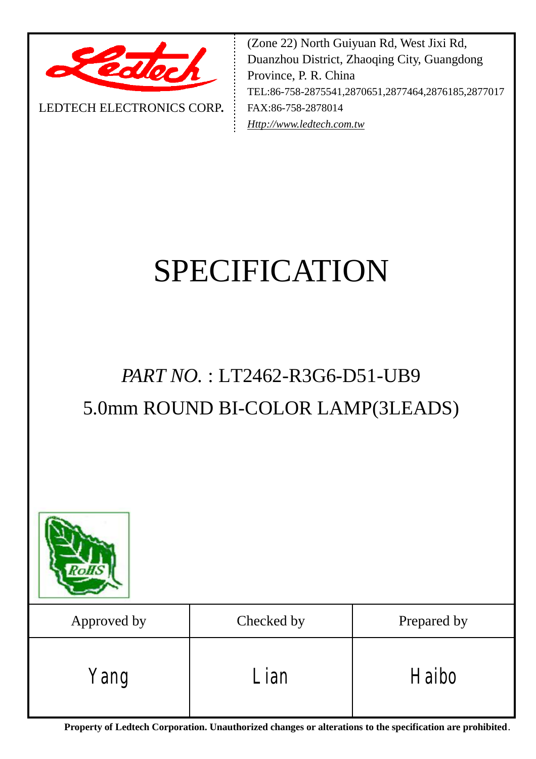LEDTECH ELECTRONICS CORP.

(Zone 22) North Guiyuan Rd, West Jixi Rd,
Duanzhou District, Zhaoqing City, Guangdong
Province, P. R. China
TEL:86-758-2875541,2870651,2877464,2876185,2877017
FAX:86-758-2878014
*Http://www.ledtech.com.tw*

# SPECIFICATION

## *PART NO.* : LT2462-R3G6-D51-UB9

## 5.0mm ROUND BI-COLOR LAMP(3LEADS)

| Approved by | Checked by | Prepared by |
|---|---|---|
| Yang | Lian | Haibo |

**Property of Ledtech Corporation. Unauthorized changes or alterations to the specification are prohibited**.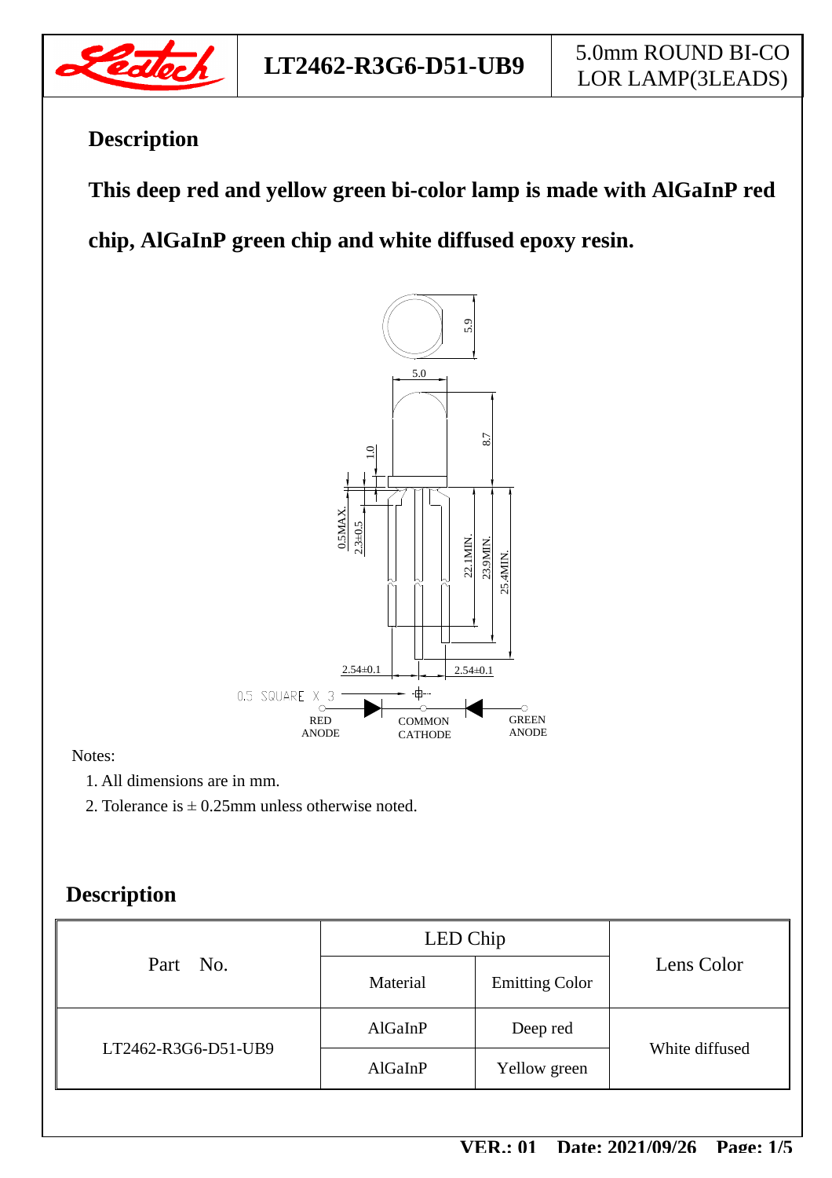## Description

**This deep red and yellow green bi-color lamp is made with AlGaInP red chip, AlGaInP green chip and white diffused epoxy resin.**

Notes:

1. All dimensions are in mm.
2. Tolerance is ± 0.25mm unless otherwise noted.

## Description

| Part No. | LED Chip | | Lens Color |
|---|---|---|---|
| | Material | Emitting Color | |
| LT2462-R3G6-D51-UB9 | AlGaInP | Deep red | White diffused |
| | AlGaInP | Yellow green | |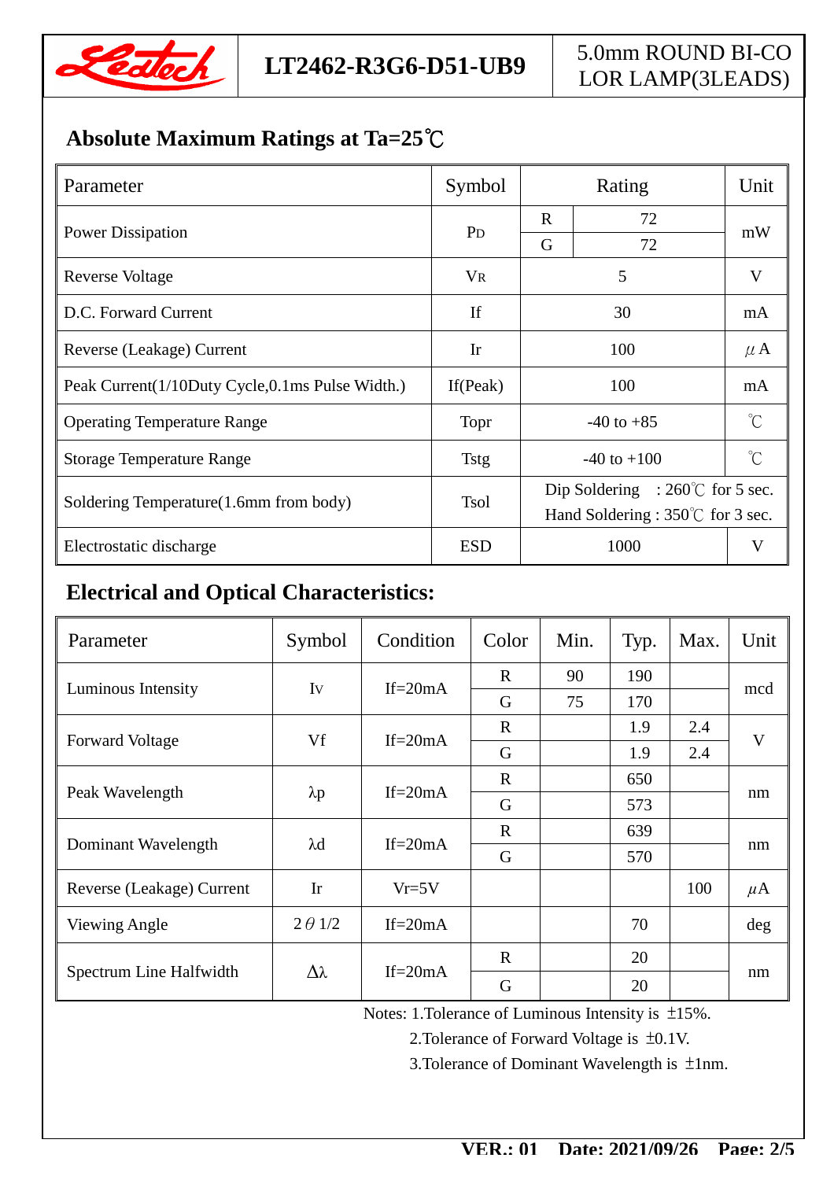# Absolute Maximum Ratings at Ta=25℃

| Parameter | Symbol | Rating | | Unit |
|---|---|---|---|---|
| Power Dissipation | $P_D$ | R | 72 | mW |
| | | G | 72 | |
| Reverse Voltage | $V_R$ | 5 | | V |
| D.C. Forward Current | If | 30 | | mA |
| Reverse (Leakage) Current | Ir | 100 | | μA |
| Peak Current(1/10Duty Cycle,0.1ms Pulse Width.) | If(Peak) | 100 | | mA |
| Operating Temperature Range | Topr | -40 to +85 | | ℃ |
| Storage Temperature Range | Tstg | -40 to +100 | | ℃ |
| Soldering Temperature(1.6mm from body) | Tsol | Dip Soldering : 260℃ for 5 sec.<br>Hand Soldering : 350℃ for 3 sec. | | |
| Electrostatic discharge | ESD | 1000 | | V |

# Electrical and Optical Characteristics:

| Parameter | Symbol | Condition | Color | Min. | Typ. | Max. | Unit |
|---|---|---|---|---|---|---|---|
| Luminous Intensity | Iv | If=20mA | R | 90 | 190 | | mcd |
| | | | G | 75 | 170 | | |
| Forward Voltage | Vf | If=20mA | R | | 1.9 | 2.4 | V |
| | | | G | | 1.9 | 2.4 | |
| Peak Wavelength | λp | If=20mA | R | | 650 | | nm |
| | | | G | | 573 | | |
| Dominant Wavelength | λd | If=20mA | R | | 639 | | nm |
| | | | G | | 570 | | |
| Reverse (Leakage) Current | Ir | Vr=5V | | | | 100 | μA |
| Viewing Angle | 2θ1/2 | If=20mA | | | 70 | | deg |
| Spectrum Line Halfwidth | Δλ | If=20mA | R | | 20 | | nm |
| | | | G | | 20 | | |

Notes: 1.Tolerance of Luminous Intensity is ±15%.

2.Tolerance of Forward Voltage is ±0.1V.

3.Tolerance of Dominant Wavelength is ±1nm.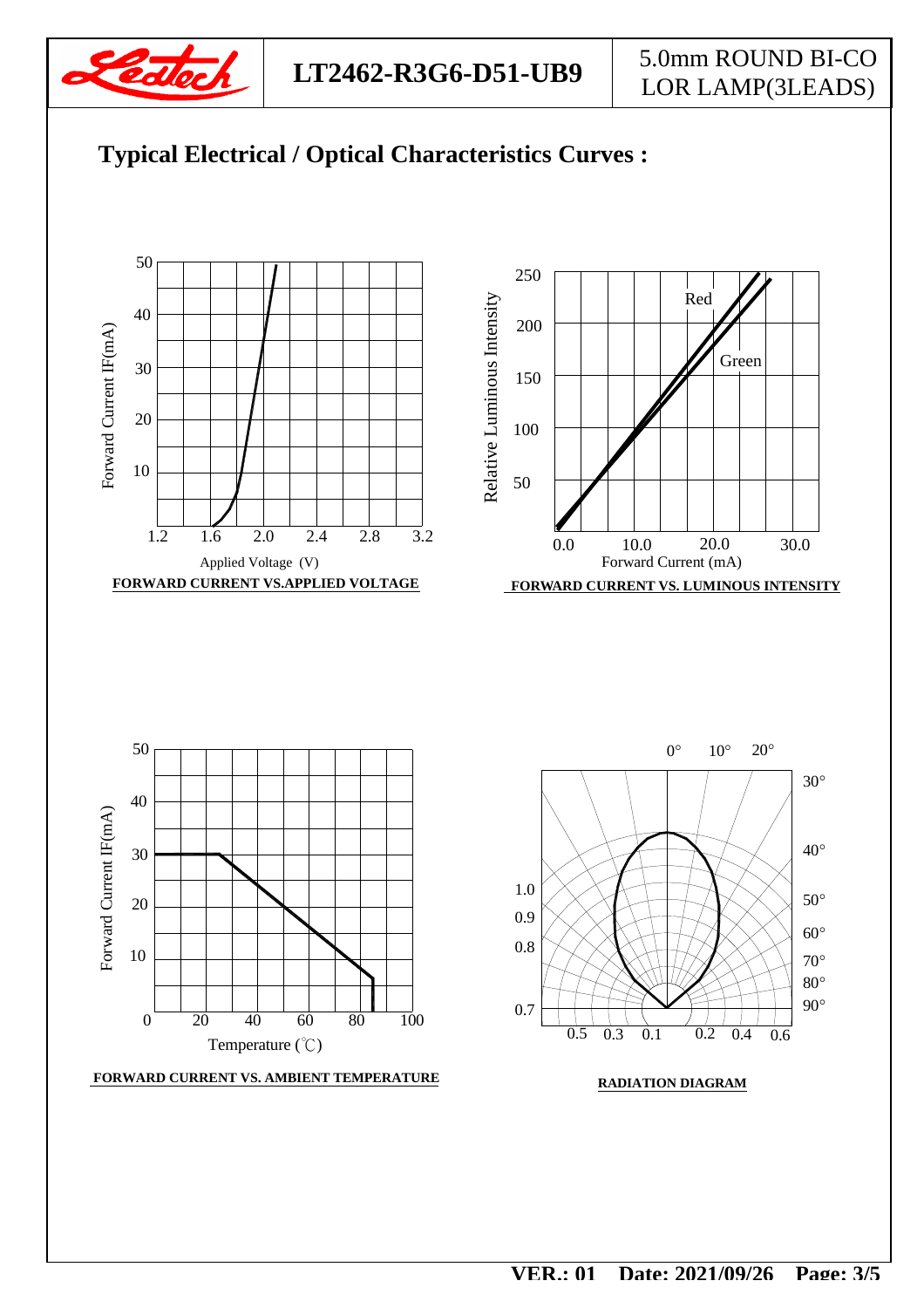# Typical Electrical / Optical Characteristics Curves :

**FORWARD CURRENT VS.APPLIED VOLTAGE**

**FORWARD CURRENT VS. LUMINOUS INTENSITY**

**FORWARD CURRENT VS. AMBIENT TEMPERATURE**

**RADIATION DIAGRAM**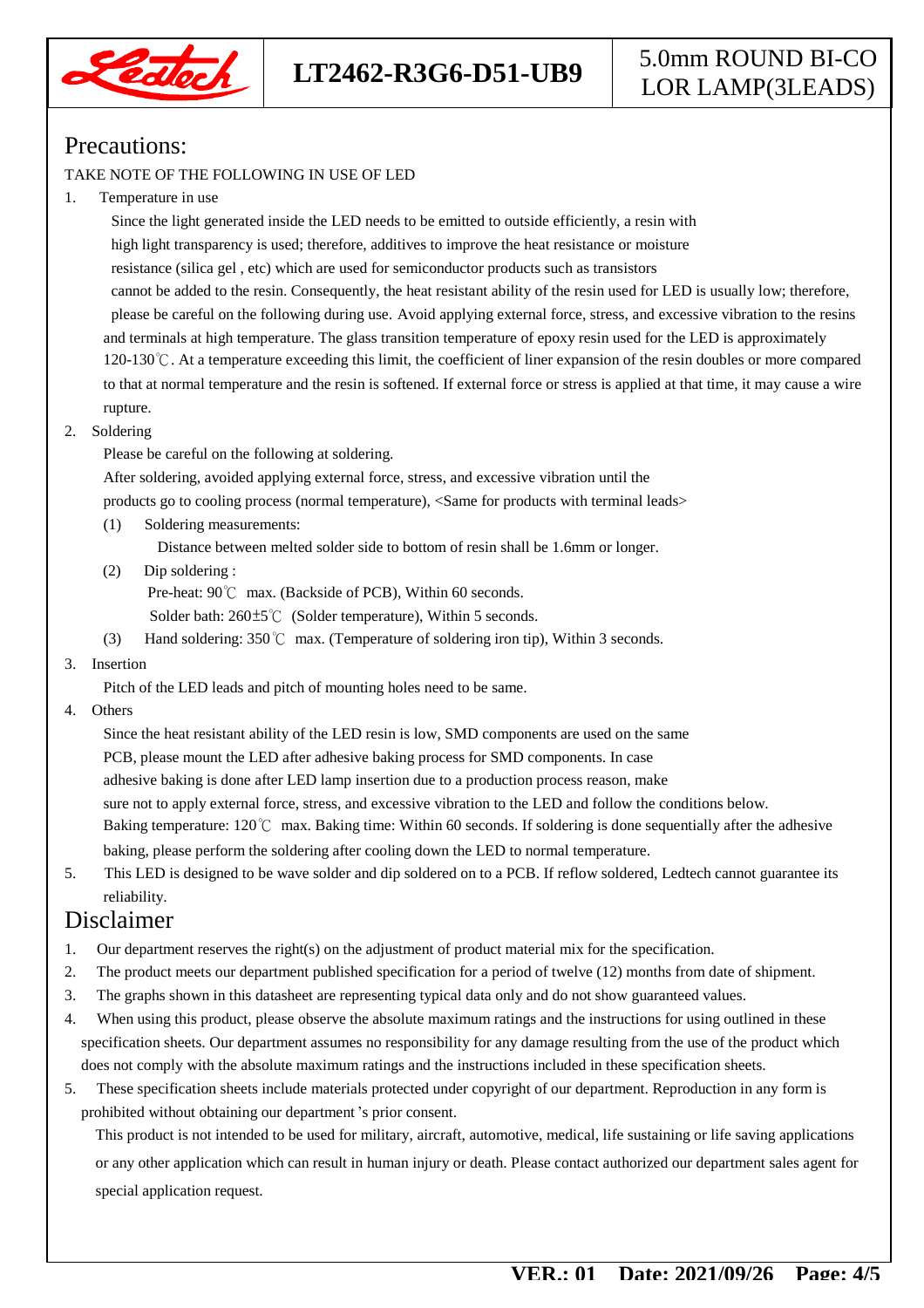# Precautions:

TAKE NOTE OF THE FOLLOWING IN USE OF LED

1. Temperature in use

   Since the light generated inside the LED needs to be emitted to outside efficiently, a resin with high light transparency is used; therefore, additives to improve the heat resistance or moisture resistance (silica gel , etc) which are used for semiconductor products such as transistors cannot be added to the resin. Consequently, the heat resistant ability of the resin used for LED is usually low; therefore, please be careful on the following during use. Avoid applying external force, stress, and excessive vibration to the resins and terminals at high temperature. The glass transition temperature of epoxy resin used for the LED is approximately 120-130℃. At a temperature exceeding this limit, the coefficient of liner expansion of the resin doubles or more compared to that at normal temperature and the resin is softened. If external force or stress is applied at that time, it may cause a wire rupture.

2. Soldering

   Please be careful on the following at soldering.
   After soldering, avoided applying external force, stress, and excessive vibration until the products go to cooling process (normal temperature), <Same for products with terminal leads>

   (1) Soldering measurements:
   Distance between melted solder side to bottom of resin shall be 1.6mm or longer.

   (2) Dip soldering :
   Pre-heat: 90℃ max. (Backside of PCB), Within 60 seconds.
   Solder bath: 260±5℃ (Solder temperature), Within 5 seconds.

   (3) Hand soldering: 350℃ max. (Temperature of soldering iron tip), Within 3 seconds.

3. Insertion

   Pitch of the LED leads and pitch of mounting holes need to be same.

4. Others

   Since the heat resistant ability of the LED resin is low, SMD components are used on the same PCB, please mount the LED after adhesive baking process for SMD components. In case adhesive baking is done after LED lamp insertion due to a production process reason, make sure not to apply external force, stress, and excessive vibration to the LED and follow the conditions below.
   Baking temperature: 120℃ max. Baking time: Within 60 seconds. If soldering is done sequentially after the adhesive baking, please perform the soldering after cooling down the LED to normal temperature.

5. This LED is designed to be wave solder and dip soldered on to a PCB. If reflow soldered, Ledtech cannot guarantee its reliability.

# Disclaimer

1. Our department reserves the right(s) on the adjustment of product material mix for the specification.
2. The product meets our department published specification for a period of twelve (12) months from date of shipment.
3. The graphs shown in this datasheet are representing typical data only and do not show guaranteed values.
4. When using this product, please observe the absolute maximum ratings and the instructions for using outlined in these specification sheets. Our department assumes no responsibility for any damage resulting from the use of the product which does not comply with the absolute maximum ratings and the instructions included in these specification sheets.
5. These specification sheets include materials protected under copyright of our department. Reproduction in any form is prohibited without obtaining our department's prior consent.

   This product is not intended to be used for military, aircraft, automotive, medical, life sustaining or life saving applications or any other application which can result in human injury or death. Please contact authorized our department sales agent for special application request.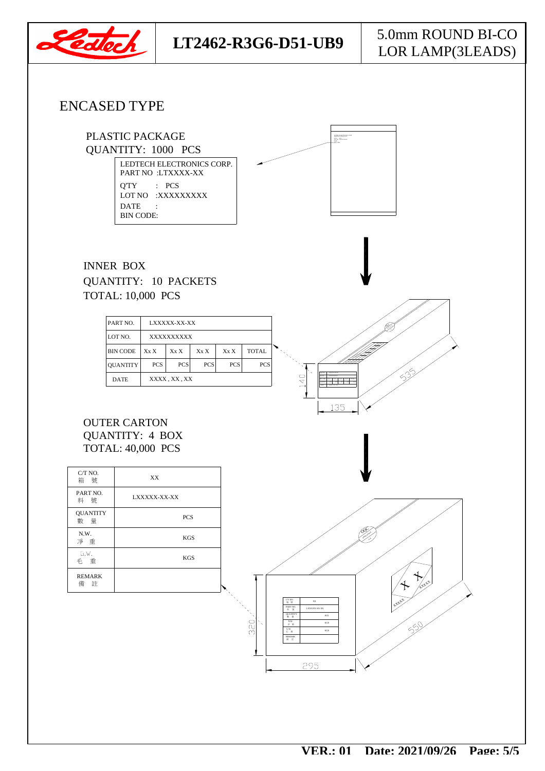# LT2462-R3G6-D51-UB9

5.0mm ROUND BI-COLOR LAMP(3LEADS)

## ENCASED TYPE

PLASTIC PACKAGE
QUANTITY: 1000 PCS

LEDTECH ELECTRONICS CORP.
PART NO :LTXXXX-XX
Q'TY : PCS
LOT NO :XXXXXXXXX
DATE :
BIN CODE:

INNER BOX
QUANTITY: 10 PACKETS
TOTAL: 10,000 PCS

| | | | | | |
|---|---|---|---|---|---|
| PART NO. | LXXXXX-XX-XX | | | | |
| LOT NO. | XXXXXXXXXX | | | | |
| BIN CODE | Xx X | Xx X | Xx X | Xx X | TOTAL |
| QUANTITY | PCS | PCS | PCS | PCS | PCS |
| DATE | XXXX , XX , XX | | | | |

140
135
535

OUTER CARTON
QUANTITY: 4 BOX
TOTAL: 40,000 PCS

| | |
|---|---|
| C/T NO. 箱 號 | XX |
| PART NO. 料 號 | LXXXXX-XX-XX |
| QUANTITY 數 量 | PCS |
| N.W. 淨 重 | KGS |
| G.W. 毛 重 | KGS |
| REMARK 備 註 | |

320
295
550